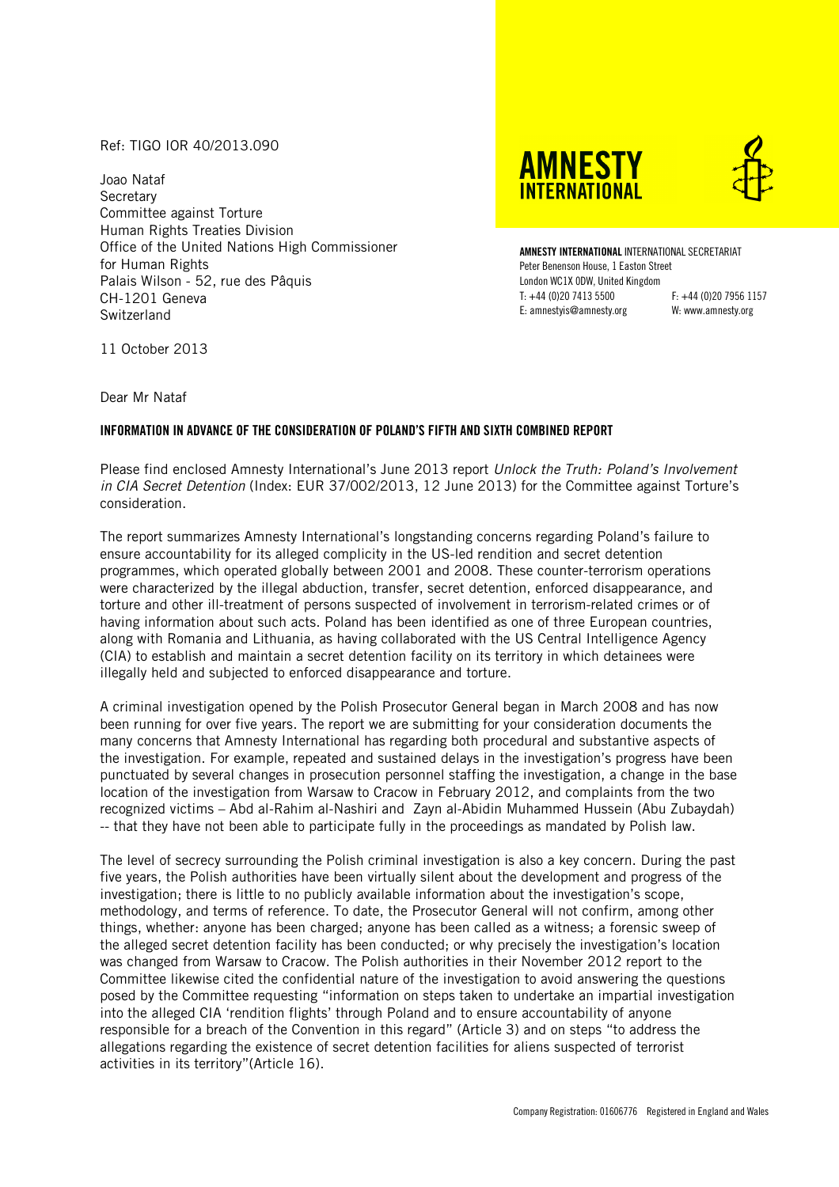Ref: TIGO IOR 40/2013.090

Joao Nataf
Secretary
Committee against Torture
Human Rights Treaties Division
Office of the United Nations High Commissioner for Human Rights
Palais Wilson - 52, rue des Pâquis
CH-1201 Geneva
Switzerland

**AMNESTY INTERNATIONAL**

**AMNESTY INTERNATIONAL** INTERNATIONAL SECRETARIAT
Peter Benenson House, 1 Easton Street
London WC1X 0DW, United Kingdom
T: +44 (0)20 7413 5500 F: +44 (0)20 7956 1157
E: amnestyis@amnesty.org W: www.amnesty.org

11 October 2013

Dear Mr Nataf

**INFORMATION IN ADVANCE OF THE CONSIDERATION OF POLAND'S FIFTH AND SIXTH COMBINED REPORT**

Please find enclosed Amnesty International's June 2013 report *Unlock the Truth: Poland's Involvement in CIA Secret Detention* (Index: EUR 37/002/2013, 12 June 2013) for the Committee against Torture's consideration.

The report summarizes Amnesty International's longstanding concerns regarding Poland's failure to ensure accountability for its alleged complicity in the US-led rendition and secret detention programmes, which operated globally between 2001 and 2008. These counter-terrorism operations were characterized by the illegal abduction, transfer, secret detention, enforced disappearance, and torture and other ill-treatment of persons suspected of involvement in terrorism-related crimes or of having information about such acts. Poland has been identified as one of three European countries, along with Romania and Lithuania, as having collaborated with the US Central Intelligence Agency (CIA) to establish and maintain a secret detention facility on its territory in which detainees were illegally held and subjected to enforced disappearance and torture.

A criminal investigation opened by the Polish Prosecutor General began in March 2008 and has now been running for over five years. The report we are submitting for your consideration documents the many concerns that Amnesty International has regarding both procedural and substantive aspects of the investigation. For example, repeated and sustained delays in the investigation's progress have been punctuated by several changes in prosecution personnel staffing the investigation, a change in the base location of the investigation from Warsaw to Cracow in February 2012, and complaints from the two recognized victims – Abd al-Rahim al-Nashiri and Zayn al-Abidin Muhammed Hussein (Abu Zubaydah) -- that they have not been able to participate fully in the proceedings as mandated by Polish law.

The level of secrecy surrounding the Polish criminal investigation is also a key concern. During the past five years, the Polish authorities have been virtually silent about the development and progress of the investigation; there is little to no publicly available information about the investigation's scope, methodology, and terms of reference. To date, the Prosecutor General will not confirm, among other things, whether: anyone has been charged; anyone has been called as a witness; a forensic sweep of the alleged secret detention facility has been conducted; or why precisely the investigation's location was changed from Warsaw to Cracow. The Polish authorities in their November 2012 report to the Committee likewise cited the confidential nature of the investigation to avoid answering the questions posed by the Committee requesting "information on steps taken to undertake an impartial investigation into the alleged CIA 'rendition flights' through Poland and to ensure accountability of anyone responsible for a breach of the Convention in this regard" (Article 3) and on steps "to address the allegations regarding the existence of secret detention facilities for aliens suspected of terrorist activities in its territory"(Article 16).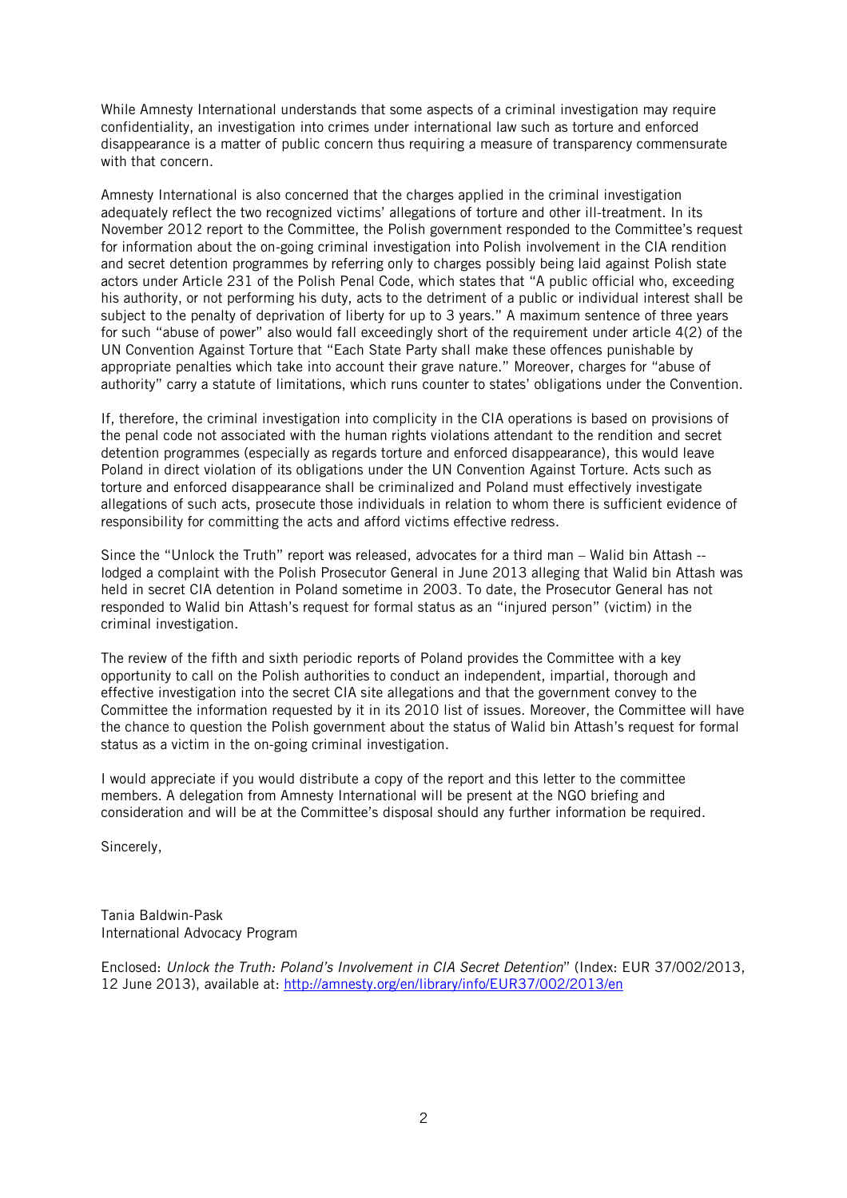While Amnesty International understands that some aspects of a criminal investigation may require confidentiality, an investigation into crimes under international law such as torture and enforced disappearance is a matter of public concern thus requiring a measure of transparency commensurate with that concern.

Amnesty International is also concerned that the charges applied in the criminal investigation adequately reflect the two recognized victims' allegations of torture and other ill-treatment. In its November 2012 report to the Committee, the Polish government responded to the Committee's request for information about the on-going criminal investigation into Polish involvement in the CIA rendition and secret detention programmes by referring only to charges possibly being laid against Polish state actors under Article 231 of the Polish Penal Code, which states that "A public official who, exceeding his authority, or not performing his duty, acts to the detriment of a public or individual interest shall be subject to the penalty of deprivation of liberty for up to 3 years." A maximum sentence of three years for such "abuse of power" also would fall exceedingly short of the requirement under article 4(2) of the UN Convention Against Torture that "Each State Party shall make these offences punishable by appropriate penalties which take into account their grave nature." Moreover, charges for "abuse of authority" carry a statute of limitations, which runs counter to states' obligations under the Convention.

If, therefore, the criminal investigation into complicity in the CIA operations is based on provisions of the penal code not associated with the human rights violations attendant to the rendition and secret detention programmes (especially as regards torture and enforced disappearance), this would leave Poland in direct violation of its obligations under the UN Convention Against Torture. Acts such as torture and enforced disappearance shall be criminalized and Poland must effectively investigate allegations of such acts, prosecute those individuals in relation to whom there is sufficient evidence of responsibility for committing the acts and afford victims effective redress.

Since the "Unlock the Truth" report was released, advocates for a third man – Walid bin Attash -- lodged a complaint with the Polish Prosecutor General in June 2013 alleging that Walid bin Attash was held in secret CIA detention in Poland sometime in 2003. To date, the Prosecutor General has not responded to Walid bin Attash's request for formal status as an "injured person" (victim) in the criminal investigation.

The review of the fifth and sixth periodic reports of Poland provides the Committee with a key opportunity to call on the Polish authorities to conduct an independent, impartial, thorough and effective investigation into the secret CIA site allegations and that the government convey to the Committee the information requested by it in its 2010 list of issues. Moreover, the Committee will have the chance to question the Polish government about the status of Walid bin Attash's request for formal status as a victim in the on-going criminal investigation.

I would appreciate if you would distribute a copy of the report and this letter to the committee members. A delegation from Amnesty International will be present at the NGO briefing and consideration and will be at the Committee's disposal should any further information be required.

Sincerely,

Tania Baldwin-Pask
International Advocacy Program

Enclosed: *Unlock the Truth: Poland's Involvement in CIA Secret Detention*" (Index: EUR 37/002/2013, 12 June 2013), available at: http://amnesty.org/en/library/info/EUR37/002/2013/en